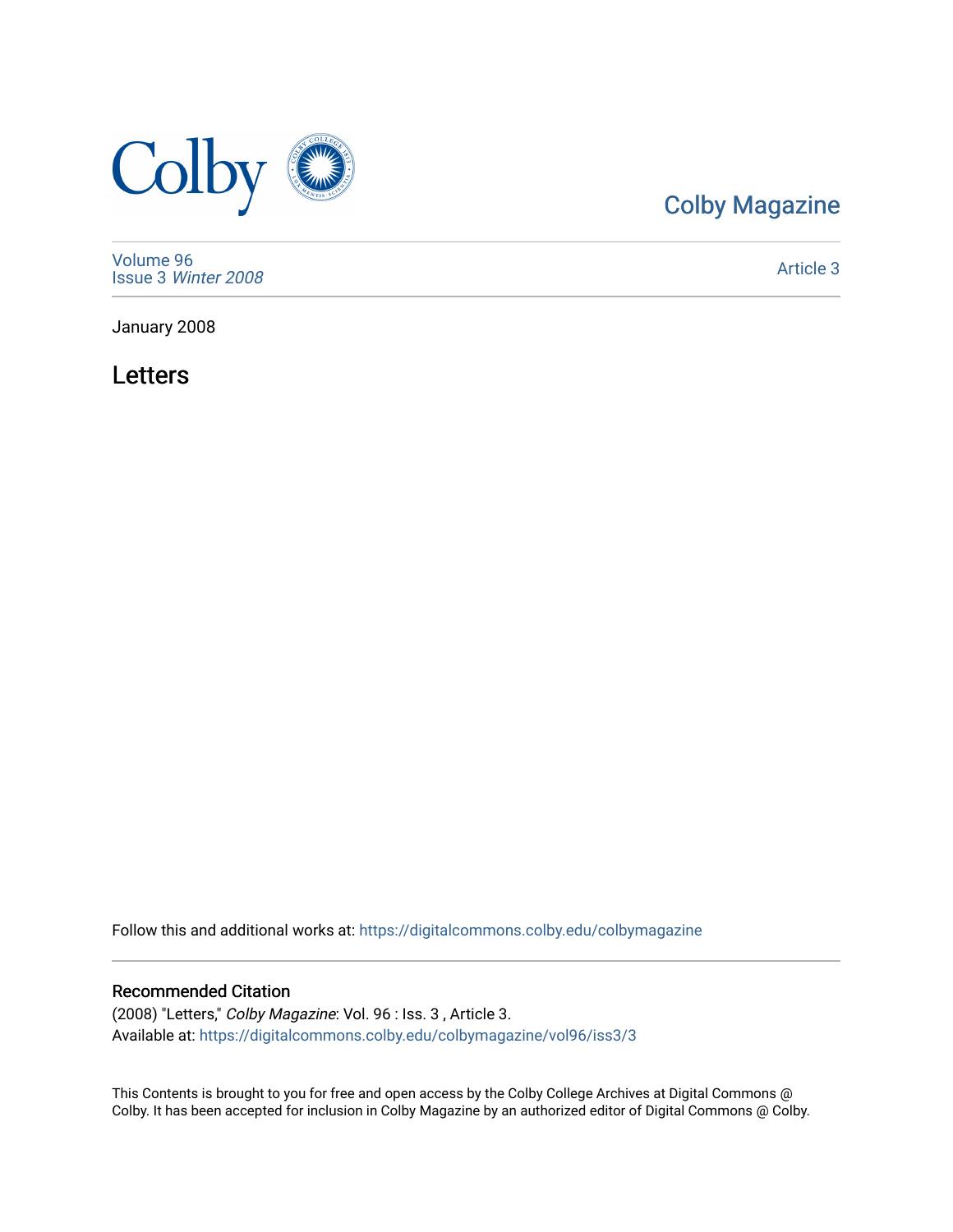Colby Magazine

Volume 96
Issue 3 *Winter 2008*

Article 3

January 2008

# Letters

Follow this and additional works at: https://digitalcommons.colby.edu/colbymagazine

## Recommended Citation

(2008) "Letters," *Colby Magazine*: Vol. 96 : Iss. 3 , Article 3.
Available at: https://digitalcommons.colby.edu/colbymagazine/vol96/iss3/3

This Contents is brought to you for free and open access by the Colby College Archives at Digital Commons @ Colby. It has been accepted for inclusion in Colby Magazine by an authorized editor of Digital Commons @ Colby.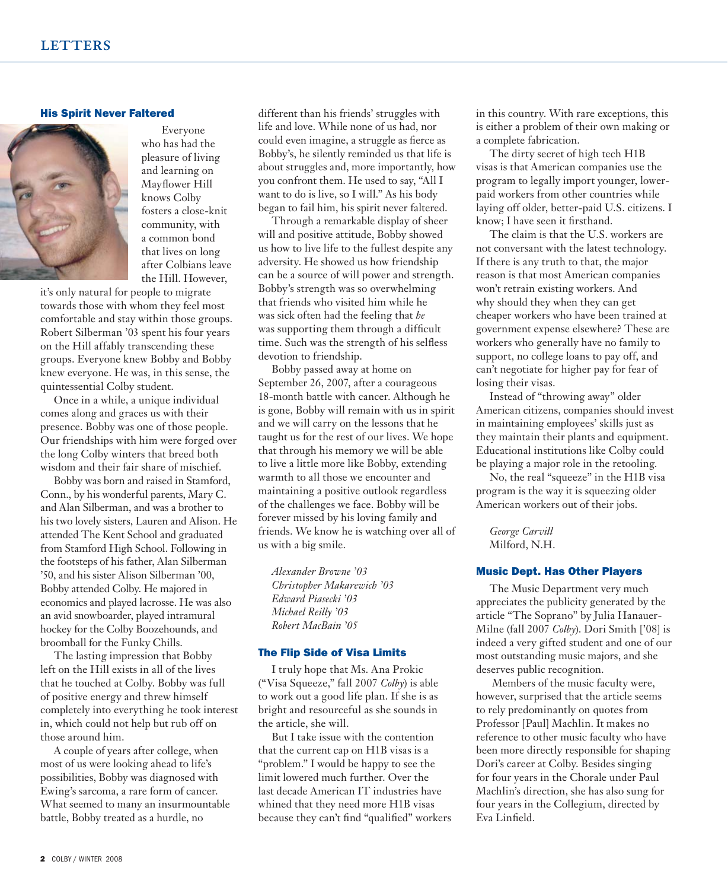## LETTERS

### His Spirit Never Faltered

Everyone who has had the pleasure of living and learning on Mayflower Hill knows Colby fosters a close-knit community, with a common bond that lives on long after Colbians leave the Hill. However, it's only natural for people to migrate towards those with whom they feel most comfortable and stay within those groups. Robert Silberman '03 spent his four years on the Hill affably transcending these groups. Everyone knew Bobby and Bobby knew everyone. He was, in this sense, the quintessential Colby student.

Once in a while, a unique individual comes along and graces us with their presence. Bobby was one of those people. Our friendships with him were forged over the long Colby winters that breed both wisdom and their fair share of mischief.

Bobby was born and raised in Stamford, Conn., by his wonderful parents, Mary C. and Alan Silberman, and was a brother to his two lovely sisters, Lauren and Alison. He attended The Kent School and graduated from Stamford High School. Following in the footsteps of his father, Alan Silberman '50, and his sister Alison Silberman '00, Bobby attended Colby. He majored in economics and played lacrosse. He was also an avid snowboarder, played intramural hockey for the Colby Boozehounds, and broomball for the Funky Chills.

The lasting impression that Bobby left on the Hill exists in all of the lives that he touched at Colby. Bobby was full of positive energy and threw himself completely into everything he took interest in, which could not help but rub off on those around him.

A couple of years after college, when most of us were looking ahead to life's possibilities, Bobby was diagnosed with Ewing's sarcoma, a rare form of cancer. What seemed to many an insurmountable battle, Bobby treated as a hurdle, no different than his friends' struggles with life and love. While none of us had, nor could even imagine, a struggle as fierce as Bobby's, he silently reminded us that life is about struggles and, more importantly, how you confront them. He used to say, "All I want to do is live, so I will." As his body began to fail him, his spirit never faltered.

Through a remarkable display of sheer will and positive attitude, Bobby showed us how to live life to the fullest despite any adversity. He showed us how friendship can be a source of will power and strength. Bobby's strength was so overwhelming that friends who visited him while he was sick often had the feeling that *he* was supporting them through a difficult time. Such was the strength of his selfless devotion to friendship.

Bobby passed away at home on September 26, 2007, after a courageous 18-month battle with cancer. Although he is gone, Bobby will remain with us in spirit and we will carry on the lessons that he taught us for the rest of our lives. We hope that through his memory we will be able to live a little more like Bobby, extending warmth to all those we encounter and maintaining a positive outlook regardless of the challenges we face. Bobby will be forever missed by his loving family and friends. We know he is watching over all of us with a big smile.

*Alexander Browne '03*
*Christopher Makarewich '03*
*Edward Piasecki '03*
*Michael Reilly '03*
*Robert MacBain '05*

### The Flip Side of Visa Limits

I truly hope that Ms. Ana Prokic ("Visa Squeeze," fall 2007 *Colby*) is able to work out a good life plan. If she is as bright and resourceful as she sounds in the article, she will.

But I take issue with the contention that the current cap on H1B visas is a "problem." I would be happy to see the limit lowered much further. Over the last decade American IT industries have whined that they need more H1B visas because they can't find "qualified" workers in this country. With rare exceptions, this is either a problem of their own making or a complete fabrication.

The dirty secret of high tech H1B visas is that American companies use the program to legally import younger, lower-paid workers from other countries while laying off older, better-paid U.S. citizens. I know; I have seen it firsthand.

The claim is that the U.S. workers are not conversant with the latest technology. If there is any truth to that, the major reason is that most American companies won't retrain existing workers. And why should they when they can get cheaper workers who have been trained at government expense elsewhere? These are workers who generally have no family to support, no college loans to pay off, and can't negotiate for higher pay for fear of losing their visas.

Instead of "throwing away" older American citizens, companies should invest in maintaining employees' skills just as they maintain their plants and equipment. Educational institutions like Colby could be playing a major role in the retooling.

No, the real "squeeze" in the H1B visa program is the way it is squeezing older American workers out of their jobs.

*George Carvill*
Milford, N.H.

### Music Dept. Has Other Players

The Music Department very much appreciates the publicity generated by the article "The Soprano" by Julia Hanauer-Milne (fall 2007 *Colby*). Dori Smith ['08] is indeed a very gifted student and one of our most outstanding music majors, and she deserves public recognition.

Members of the music faculty were, however, surprised that the article seems to rely predominantly on quotes from Professor [Paul] Machlin. It makes no reference to other music faculty who have been more directly responsible for shaping Dori's career at Colby. Besides singing for four years in the Chorale under Paul Machlin's direction, she has also sung for four years in the Collegium, directed by Eva Linfield.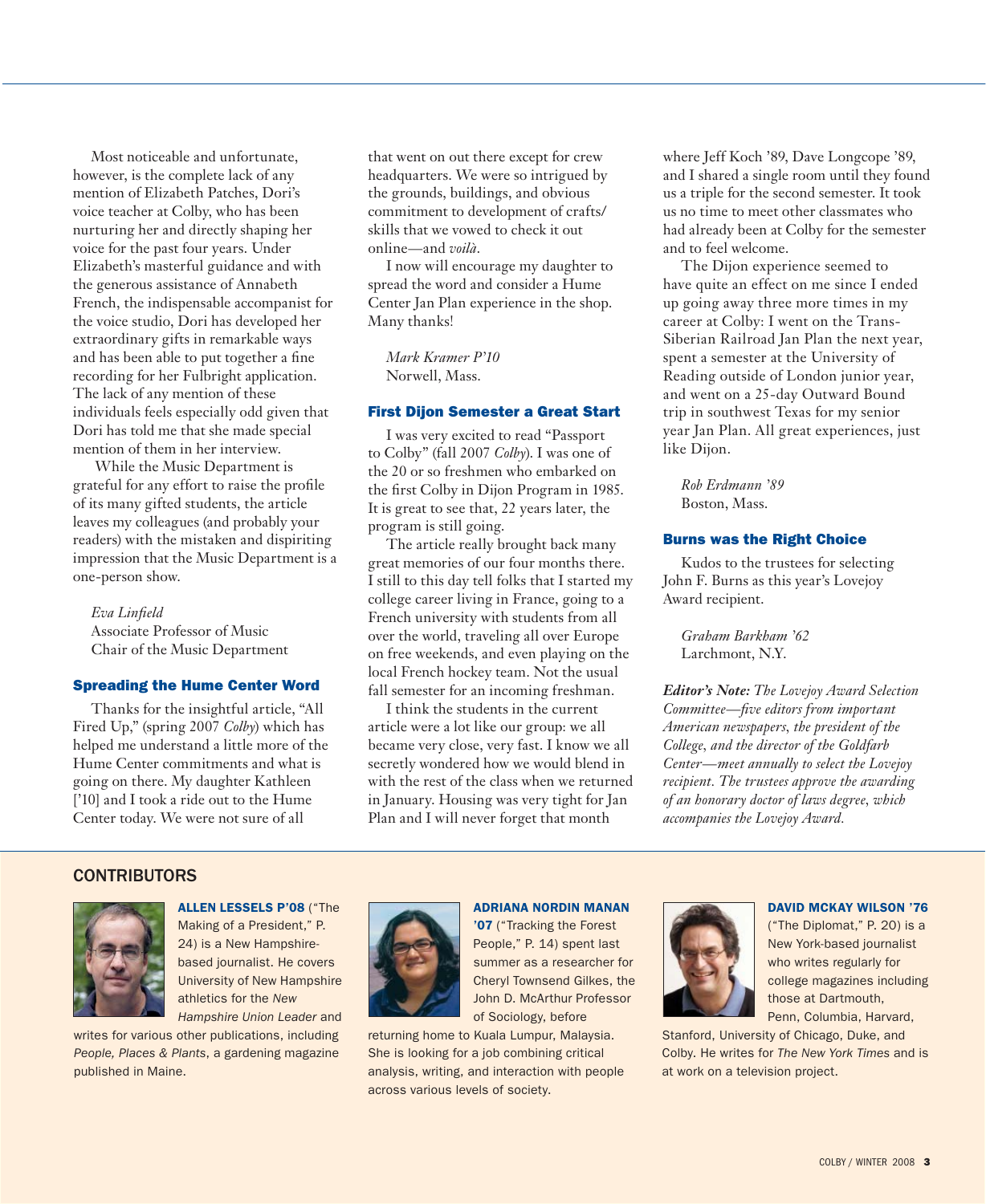Most noticeable and unfortunate, however, is the complete lack of any mention of Elizabeth Patches, Dori's voice teacher at Colby, who has been nurturing her and directly shaping her voice for the past four years. Under Elizabeth's masterful guidance and with the generous assistance of Annabeth French, the indispensable accompanist for the voice studio, Dori has developed her extraordinary gifts in remarkable ways and has been able to put together a fine recording for her Fulbright application. The lack of any mention of these individuals feels especially odd given that Dori has told me that she made special mention of them in her interview.

While the Music Department is grateful for any effort to raise the profile of its many gifted students, the article leaves my colleagues (and probably your readers) with the mistaken and dispiriting impression that the Music Department is a one-person show.

*Eva Linfield*
Associate Professor of Music
Chair of the Music Department

### Spreading the Hume Center Word

Thanks for the insightful article, "All Fired Up," (spring 2007 *Colby*) which has helped me understand a little more of the Hume Center commitments and what is going on there. My daughter Kathleen ['10] and I took a ride out to the Hume Center today. We were not sure of all that went on out there except for crew headquarters. We were so intrigued by the grounds, buildings, and obvious commitment to development of crafts/skills that we vowed to check it out online—and *voilà*.

I now will encourage my daughter to spread the word and consider a Hume Center Jan Plan experience in the shop. Many thanks!

*Mark Kramer P'10*
Norwell, Mass.

### First Dijon Semester a Great Start

I was very excited to read "Passport to Colby" (fall 2007 *Colby*). I was one of the 20 or so freshmen who embarked on the first Colby in Dijon Program in 1985. It is great to see that, 22 years later, the program is still going.

The article really brought back many great memories of our four months there. I still to this day tell folks that I started my college career living in France, going to a French university with students from all over the world, traveling all over Europe on free weekends, and even playing on the local French hockey team. Not the usual fall semester for an incoming freshman.

I think the students in the current article were a lot like our group: we all became very close, very fast. I know we all secretly wondered how we would blend in with the rest of the class when we returned in January. Housing was very tight for Jan Plan and I will never forget that month where Jeff Koch '89, Dave Longcope '89, and I shared a single room until they found us a triple for the second semester. It took us no time to meet other classmates who had already been at Colby for the semester and to feel welcome.

The Dijon experience seemed to have quite an effect on me since I ended up going away three more times in my career at Colby: I went on the Trans-Siberian Railroad Jan Plan the next year, spent a semester at the University of Reading outside of London junior year, and went on a 25-day Outward Bound trip in southwest Texas for my senior year Jan Plan. All great experiences, just like Dijon.

*Rob Erdmann '89*
Boston, Mass.

### Burns was the Right Choice

Kudos to the trustees for selecting John F. Burns as this year's Lovejoy Award recipient.

*Graham Barkham '62*
Larchmont, N.Y.

***Editor's Note:*** *The Lovejoy Award Selection Committee—five editors from important American newspapers, the president of the College, and the director of the Goldfarb Center—meet annually to select the Lovejoy recipient. The trustees approve the awarding of an honorary doctor of laws degree, which accompanies the Lovejoy Award.*

## CONTRIBUTORS

**ALLEN LESSELS P'08** ("The Making of a President," P. 24) is a New Hampshire-based journalist. He covers University of New Hampshire athletics for the *New Hampshire Union Leader* and writes for various other publications, including *People, Places & Plants*, a gardening magazine published in Maine.

**ADRIANA NORDIN MANAN '07** ("Tracking the Forest People," P. 14) spent last summer as a researcher for Cheryl Townsend Gilkes, the John D. McArthur Professor of Sociology, before returning home to Kuala Lumpur, Malaysia. She is looking for a job combining critical analysis, writing, and interaction with people across various levels of society.

**DAVID MCKAY WILSON '76** ("The Diplomat," P. 20) is a New York-based journalist who writes regularly for college magazines including those at Dartmouth, Penn, Columbia, Harvard, Stanford, University of Chicago, Duke, and Colby. He writes for *The New York Times* and is at work on a television project.